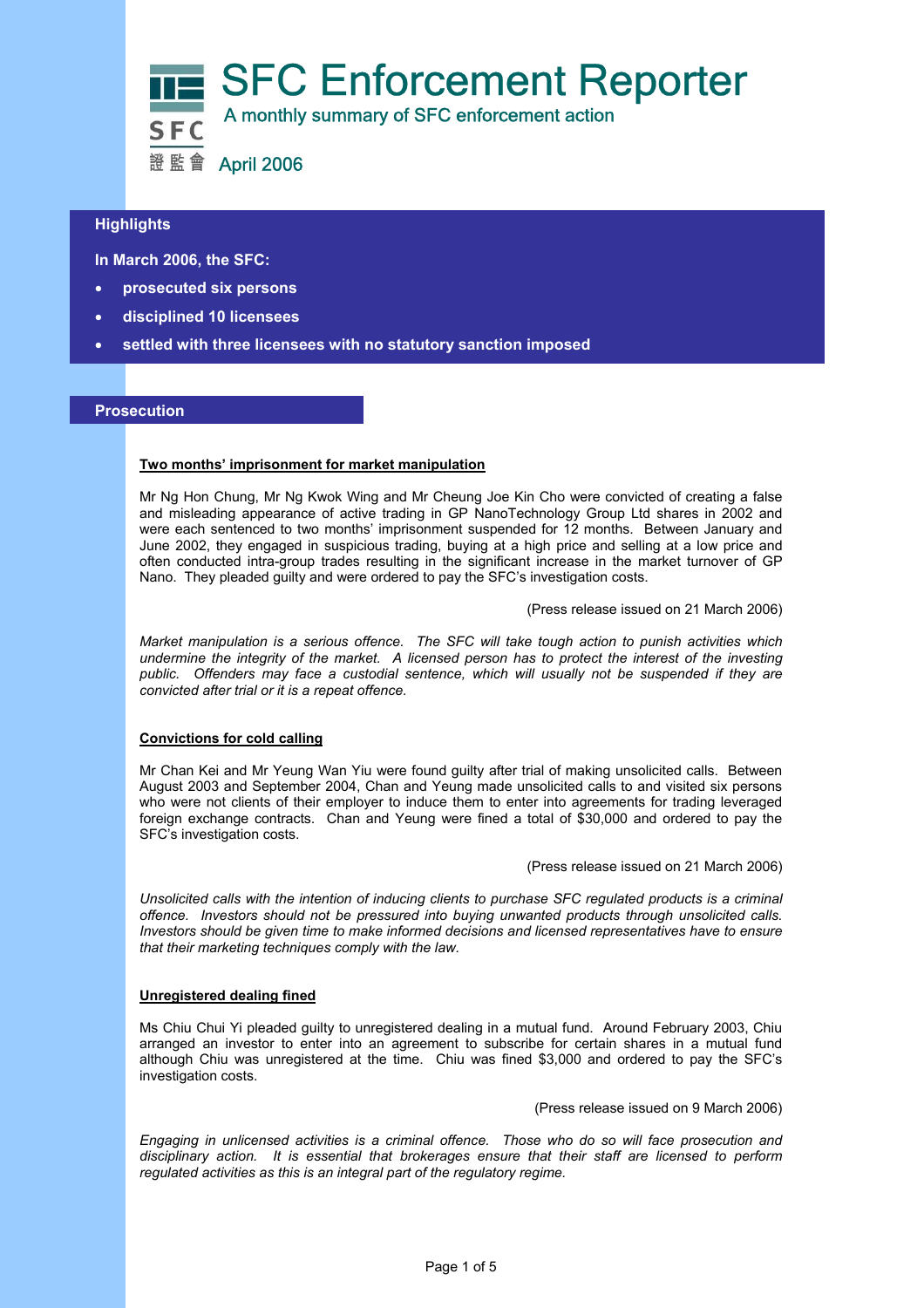# SFC Enforcement Reporter

A monthly summary of SFC enforcement action

SFC 證監會

April 2006

## Highlights

**In March 2006, the SFC:**

- **prosecuted six persons**
- **disciplined 10 licensees**
- **settled with three licensees with no statutory sanction imposed**

## Prosecution

### Two months' imprisonment for market manipulation

Mr Ng Hon Chung, Mr Ng Kwok Wing and Mr Cheung Joe Kin Cho were convicted of creating a false and misleading appearance of active trading in GP NanoTechnology Group Ltd shares in 2002 and were each sentenced to two months' imprisonment suspended for 12 months. Between January and June 2002, they engaged in suspicious trading, buying at a high price and selling at a low price and often conducted intra-group trades resulting in the significant increase in the market turnover of GP Nano. They pleaded guilty and were ordered to pay the SFC's investigation costs.

(Press release issued on 21 March 2006)

*Market manipulation is a serious offence. The SFC will take tough action to punish activities which undermine the integrity of the market. A licensed person has to protect the interest of the investing public. Offenders may face a custodial sentence, which will usually not be suspended if they are convicted after trial or it is a repeat offence.*

### Convictions for cold calling

Mr Chan Kei and Mr Yeung Wan Yiu were found guilty after trial of making unsolicited calls. Between August 2003 and September 2004, Chan and Yeung made unsolicited calls to and visited six persons who were not clients of their employer to induce them to enter into agreements for trading leveraged foreign exchange contracts. Chan and Yeung were fined a total of $30,000 and ordered to pay the SFC's investigation costs.

(Press release issued on 21 March 2006)

*Unsolicited calls with the intention of inducing clients to purchase SFC regulated products is a criminal offence. Investors should not be pressured into buying unwanted products through unsolicited calls. Investors should be given time to make informed decisions and licensed representatives have to ensure that their marketing techniques comply with the law.*

### Unregistered dealing fined

Ms Chiu Chui Yi pleaded guilty to unregistered dealing in a mutual fund. Around February 2003, Chiu arranged an investor to enter into an agreement to subscribe for certain shares in a mutual fund although Chiu was unregistered at the time. Chiu was fined $3,000 and ordered to pay the SFC's investigation costs.

(Press release issued on 9 March 2006)

*Engaging in unlicensed activities is a criminal offence. Those who do so will face prosecution and disciplinary action. It is essential that brokerages ensure that their staff are licensed to perform regulated activities as this is an integral part of the regulatory regime.*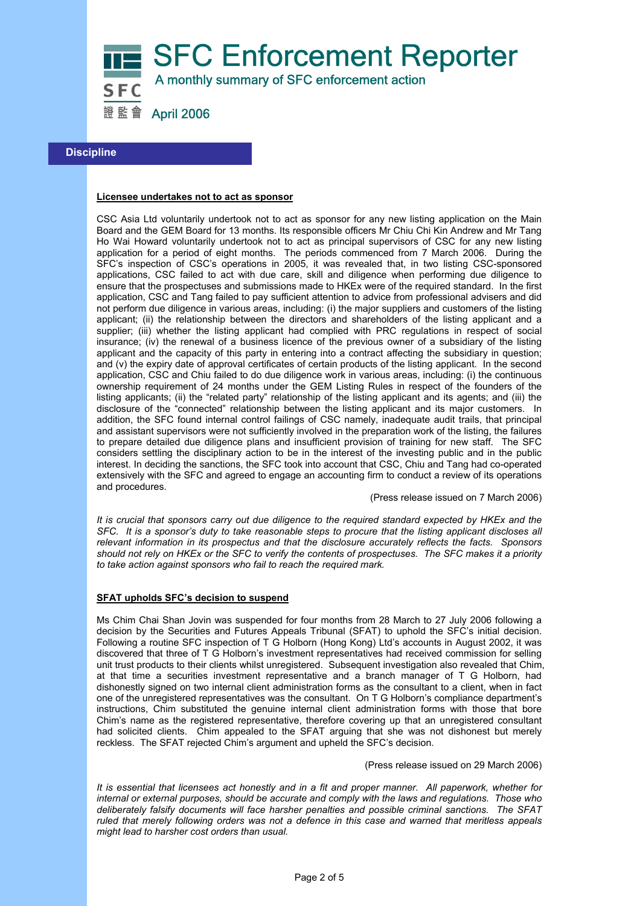# SFC Enforcement Reporter

A monthly summary of SFC enforcement action

April 2006

## Discipline

**Licensee undertakes not to act as sponsor**

CSC Asia Ltd voluntarily undertook not to act as sponsor for any new listing application on the Main Board and the GEM Board for 13 months. Its responsible officers Mr Chiu Chi Kin Andrew and Mr Tang Ho Wai Howard voluntarily undertook not to act as principal supervisors of CSC for any new listing application for a period of eight months. The periods commenced from 7 March 2006. During the SFC's inspection of CSC's operations in 2005, it was revealed that, in two listing CSC-sponsored applications, CSC failed to act with due care, skill and diligence when performing due diligence to ensure that the prospectuses and submissions made to HKEx were of the required standard. In the first application, CSC and Tang failed to pay sufficient attention to advice from professional advisers and did not perform due diligence in various areas, including: (i) the major suppliers and customers of the listing applicant; (ii) the relationship between the directors and shareholders of the listing applicant and a supplier; (iii) whether the listing applicant had complied with PRC regulations in respect of social insurance; (iv) the renewal of a business licence of the previous owner of a subsidiary of the listing applicant and the capacity of this party in entering into a contract affecting the subsidiary in question; and (v) the expiry date of approval certificates of certain products of the listing applicant. In the second application, CSC and Chiu failed to do due diligence work in various areas, including: (i) the continuous ownership requirement of 24 months under the GEM Listing Rules in respect of the founders of the listing applicants; (ii) the "related party" relationship of the listing applicant and its agents; and (iii) the disclosure of the "connected" relationship between the listing applicant and its major customers. In addition, the SFC found internal control failings of CSC namely, inadequate audit trails, that principal and assistant supervisors were not sufficiently involved in the preparation work of the listing, the failures to prepare detailed due diligence plans and insufficient provision of training for new staff. The SFC considers settling the disciplinary action to be in the interest of the investing public and in the public interest. In deciding the sanctions, the SFC took into account that CSC, Chiu and Tang had co-operated extensively with the SFC and agreed to engage an accounting firm to conduct a review of its operations and procedures.

(Press release issued on 7 March 2006)

*It is crucial that sponsors carry out due diligence to the required standard expected by HKEx and the SFC. It is a sponsor's duty to take reasonable steps to procure that the listing applicant discloses all relevant information in its prospectus and that the disclosure accurately reflects the facts. Sponsors should not rely on HKEx or the SFC to verify the contents of prospectuses. The SFC makes it a priority to take action against sponsors who fail to reach the required mark.*

**SFAT upholds SFC's decision to suspend**

Ms Chim Chai Shan Jovin was suspended for four months from 28 March to 27 July 2006 following a decision by the Securities and Futures Appeals Tribunal (SFAT) to uphold the SFC's initial decision. Following a routine SFC inspection of T G Holborn (Hong Kong) Ltd's accounts in August 2002, it was discovered that three of T G Holborn's investment representatives had received commission for selling unit trust products to their clients whilst unregistered. Subsequent investigation also revealed that Chim, at that time a securities investment representative and a branch manager of T G Holborn, had dishonestly signed on two internal client administration forms as the consultant to a client, when in fact one of the unregistered representatives was the consultant. On T G Holborn's compliance department's instructions, Chim substituted the genuine internal client administration forms with those that bore Chim's name as the registered representative, therefore covering up that an unregistered consultant had solicited clients. Chim appealed to the SFAT arguing that she was not dishonest but merely reckless. The SFAT rejected Chim's argument and upheld the SFC's decision.

(Press release issued on 29 March 2006)

*It is essential that licensees act honestly and in a fit and proper manner. All paperwork, whether for internal or external purposes, should be accurate and comply with the laws and regulations. Those who deliberately falsify documents will face harsher penalties and possible criminal sanctions. The SFAT ruled that merely following orders was not a defence in this case and warned that meritless appeals might lead to harsher cost orders than usual.*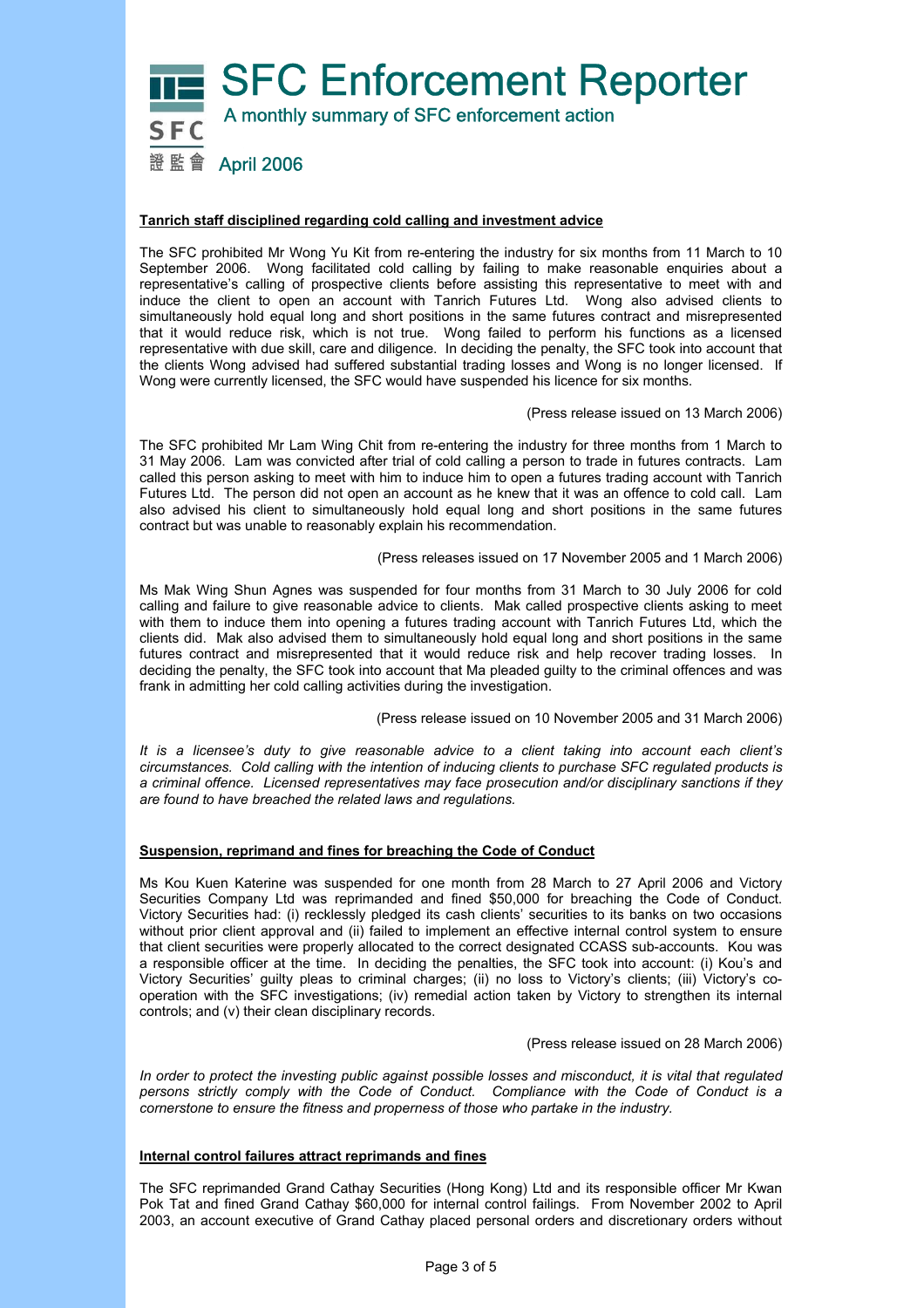# SFC Enforcement Reporter

A monthly summary of SFC enforcement action

April 2006

## Tanrich staff disciplined regarding cold calling and investment advice

The SFC prohibited Mr Wong Yu Kit from re-entering the industry for six months from 11 March to 10 September 2006. Wong facilitated cold calling by failing to make reasonable enquiries about a representative's calling of prospective clients before assisting this representative to meet with and induce the client to open an account with Tanrich Futures Ltd. Wong also advised clients to simultaneously hold equal long and short positions in the same futures contract and misrepresented that it would reduce risk, which is not true. Wong failed to perform his functions as a licensed representative with due skill, care and diligence. In deciding the penalty, the SFC took into account that the clients Wong advised had suffered substantial trading losses and Wong is no longer licensed. If Wong were currently licensed, the SFC would have suspended his licence for six months.

(Press release issued on 13 March 2006)

The SFC prohibited Mr Lam Wing Chit from re-entering the industry for three months from 1 March to 31 May 2006. Lam was convicted after trial of cold calling a person to trade in futures contracts. Lam called this person asking to meet with him to induce him to open a futures trading account with Tanrich Futures Ltd. The person did not open an account as he knew that it was an offence to cold call. Lam also advised his client to simultaneously hold equal long and short positions in the same futures contract but was unable to reasonably explain his recommendation.

(Press releases issued on 17 November 2005 and 1 March 2006)

Ms Mak Wing Shun Agnes was suspended for four months from 31 March to 30 July 2006 for cold calling and failure to give reasonable advice to clients. Mak called prospective clients asking to meet with them to induce them into opening a futures trading account with Tanrich Futures Ltd, which the clients did. Mak also advised them to simultaneously hold equal long and short positions in the same futures contract and misrepresented that it would reduce risk and help recover trading losses. In deciding the penalty, the SFC took into account that Ma pleaded guilty to the criminal offences and was frank in admitting her cold calling activities during the investigation.

(Press release issued on 10 November 2005 and 31 March 2006)

*It is a licensee's duty to give reasonable advice to a client taking into account each client's circumstances. Cold calling with the intention of inducing clients to purchase SFC regulated products is a criminal offence. Licensed representatives may face prosecution and/or disciplinary sanctions if they are found to have breached the related laws and regulations.*

## Suspension, reprimand and fines for breaching the Code of Conduct

Ms Kou Kuen Katerine was suspended for one month from 28 March to 27 April 2006 and Victory Securities Company Ltd was reprimanded and fined $50,000 for breaching the Code of Conduct. Victory Securities had: (i) recklessly pledged its cash clients' securities to its banks on two occasions without prior client approval and (ii) failed to implement an effective internal control system to ensure that client securities were properly allocated to the correct designated CCASS sub-accounts. Kou was a responsible officer at the time. In deciding the penalties, the SFC took into account: (i) Kou's and Victory Securities' guilty pleas to criminal charges; (ii) no loss to Victory's clients; (iii) Victory's co-operation with the SFC investigations; (iv) remedial action taken by Victory to strengthen its internal controls; and (v) their clean disciplinary records.

(Press release issued on 28 March 2006)

*In order to protect the investing public against possible losses and misconduct, it is vital that regulated persons strictly comply with the Code of Conduct. Compliance with the Code of Conduct is a cornerstone to ensure the fitness and properness of those who partake in the industry.*

## Internal control failures attract reprimands and fines

The SFC reprimanded Grand Cathay Securities (Hong Kong) Ltd and its responsible officer Mr Kwan Pok Tat and fined Grand Cathay $60,000 for internal control failings. From November 2002 to April 2003, an account executive of Grand Cathay placed personal orders and discretionary orders without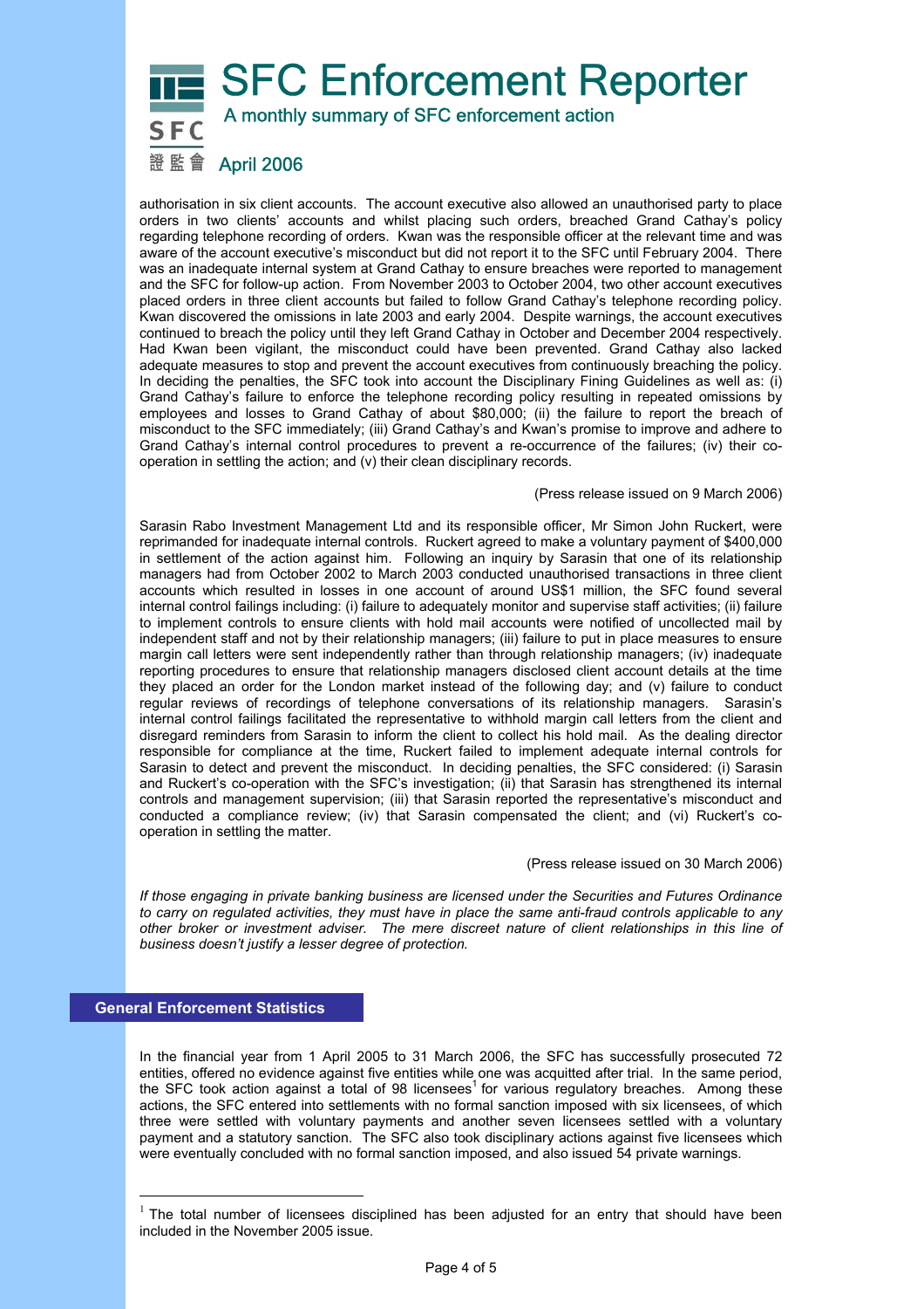authorisation in six client accounts. The account executive also allowed an unauthorised party to place orders in two clients' accounts and whilst placing such orders, breached Grand Cathay's policy regarding telephone recording of orders. Kwan was the responsible officer at the relevant time and was aware of the account executive's misconduct but did not report it to the SFC until February 2004. There was an inadequate internal system at Grand Cathay to ensure breaches were reported to management and the SFC for follow-up action. From November 2003 to October 2004, two other account executives placed orders in three client accounts but failed to follow Grand Cathay's telephone recording policy. Kwan discovered the omissions in late 2003 and early 2004. Despite warnings, the account executives continued to breach the policy until they left Grand Cathay in October and December 2004 respectively. Had Kwan been vigilant, the misconduct could have been prevented. Grand Cathay also lacked adequate measures to stop and prevent the account executives from continuously breaching the policy. In deciding the penalties, the SFC took into account the Disciplinary Fining Guidelines as well as: (i) Grand Cathay's failure to enforce the telephone recording policy resulting in repeated omissions by employees and losses to Grand Cathay of about $80,000; (ii) the failure to report the breach of misconduct to the SFC immediately; (iii) Grand Cathay's and Kwan's promise to improve and adhere to Grand Cathay's internal control procedures to prevent a re-occurrence of the failures; (iv) their co-operation in settling the action; and (v) their clean disciplinary records.

(Press release issued on 9 March 2006)

Sarasin Rabo Investment Management Ltd and its responsible officer, Mr Simon John Ruckert, were reprimanded for inadequate internal controls. Ruckert agreed to make a voluntary payment of $400,000 in settlement of the action against him. Following an inquiry by Sarasin that one of its relationship managers had from October 2002 to March 2003 conducted unauthorised transactions in three client accounts which resulted in losses in one account of around US$1 million, the SFC found several internal control failings including: (i) failure to adequately monitor and supervise staff activities; (ii) failure to implement controls to ensure clients with hold mail accounts were notified of uncollected mail by independent staff and not by their relationship managers; (iii) failure to put in place measures to ensure margin call letters were sent independently rather than through relationship managers; (iv) inadequate reporting procedures to ensure that relationship managers disclosed client account details at the time they placed an order for the London market instead of the following day; and (v) failure to conduct regular reviews of recordings of telephone conversations of its relationship managers. Sarasin's internal control failings facilitated the representative to withhold margin call letters from the client and disregard reminders from Sarasin to inform the client to collect his hold mail. As the dealing director responsible for compliance at the time, Ruckert failed to implement adequate internal controls for Sarasin to detect and prevent the misconduct. In deciding penalties, the SFC considered: (i) Sarasin and Ruckert's co-operation with the SFC's investigation; (ii) that Sarasin has strengthened its internal controls and management supervision; (iii) that Sarasin reported the representative's misconduct and conducted a compliance review; (iv) that Sarasin compensated the client; and (vi) Ruckert's co-operation in settling the matter.

(Press release issued on 30 March 2006)

*If those engaging in private banking business are licensed under the Securities and Futures Ordinance to carry on regulated activities, they must have in place the same anti-fraud controls applicable to any other broker or investment adviser. The mere discreet nature of client relationships in this line of business doesn't justify a lesser degree of protection.*

## General Enforcement Statistics

In the financial year from 1 April 2005 to 31 March 2006, the SFC has successfully prosecuted 72 entities, offered no evidence against five entities while one was acquitted after trial. In the same period, the SFC took action against a total of 98 licensees[1] for various regulatory breaches. Among these actions, the SFC entered into settlements with no formal sanction imposed with six licensees, of which three were settled with voluntary payments and another seven licensees settled with a voluntary payment and a statutory sanction. The SFC also took disciplinary actions against five licensees which were eventually concluded with no formal sanction imposed, and also issued 54 private warnings.

[1] The total number of licensees disciplined has been adjusted for an entry that should have been included in the November 2005 issue.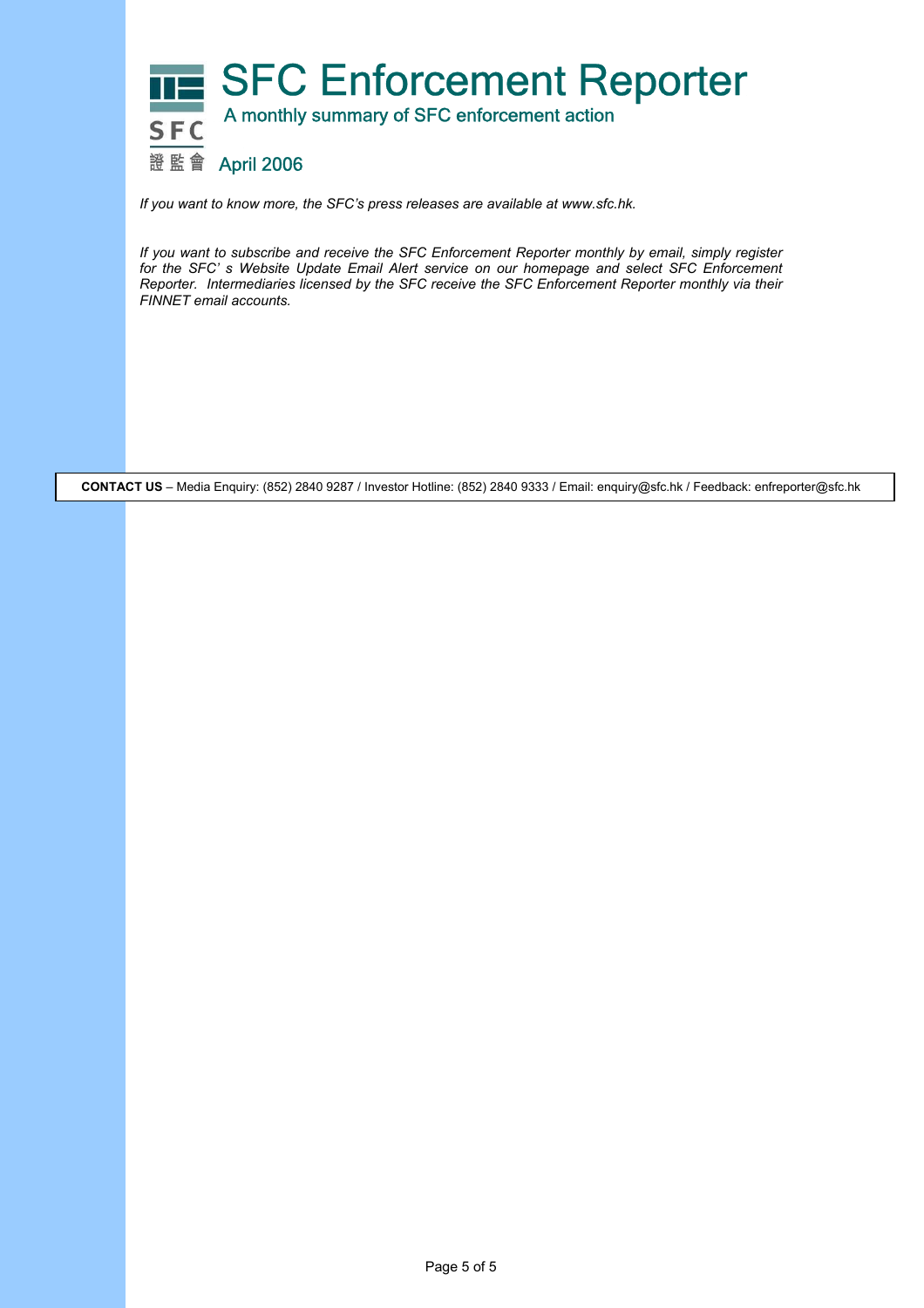# SFC Enforcement Reporter

A monthly summary of SFC enforcement action

SFC 證監會 April 2006

*If you want to know more, the SFC's press releases are available at www.sfc.hk.*

*If you want to subscribe and receive the SFC Enforcement Reporter monthly by email, simply register for the SFC' s Website Update Email Alert service on our homepage and select SFC Enforcement Reporter. Intermediaries licensed by the SFC receive the SFC Enforcement Reporter monthly via their FINNET email accounts.*

**CONTACT US** – Media Enquiry: (852) 2840 9287 / Investor Hotline: (852) 2840 9333 / Email: enquiry@sfc.hk / Feedback: enfreporter@sfc.hk